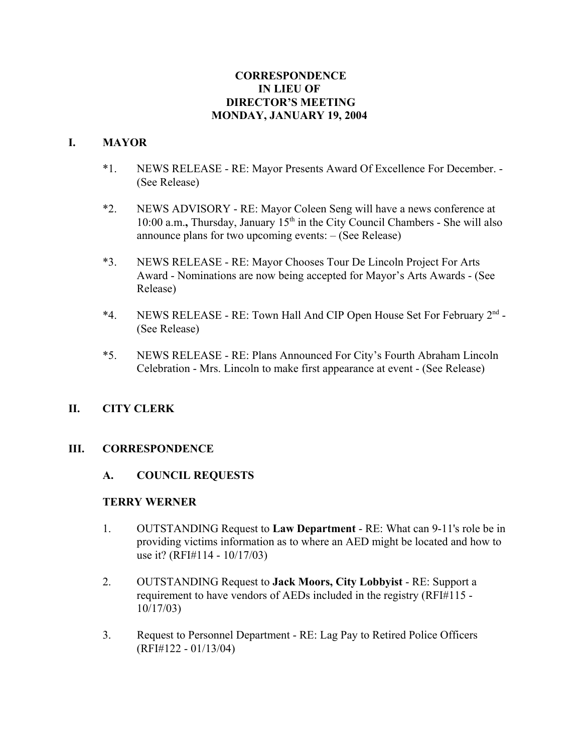# CORRESPONDENCE
# IN LIEU OF
# DIRECTOR'S MEETING
# MONDAY, JANUARY 19, 2004

## I. MAYOR

*1. NEWS RELEASE - RE: Mayor Presents Award Of Excellence For December. - (See Release)

*2. NEWS ADVISORY - RE: Mayor Coleen Seng will have a news conference at 10:00 a.m.**,** Thursday, January 15th in the City Council Chambers - She will also announce plans for two upcoming events: – (See Release)

*3. NEWS RELEASE - RE: Mayor Chooses Tour De Lincoln Project For Arts Award - Nominations are now being accepted for Mayor's Arts Awards - (See Release)

*4. NEWS RELEASE - RE: Town Hall And CIP Open House Set For February 2nd - (See Release)

*5. NEWS RELEASE - RE: Plans Announced For City's Fourth Abraham Lincoln Celebration - Mrs. Lincoln to make first appearance at event - (See Release)

## II. CITY CLERK

## III. CORRESPONDENCE

### A. COUNCIL REQUESTS

**TERRY WERNER**

1. OUTSTANDING Request to **Law Department** - RE: What can 9-11's role be in providing victims information as to where an AED might be located and how to use it? (RFI#114 - 10/17/03)

2. OUTSTANDING Request to **Jack Moors, City Lobbyist** - RE: Support a requirement to have vendors of AEDs included in the registry (RFI#115 - 10/17/03)

3. Request to Personnel Department - RE: Lag Pay to Retired Police Officers (RFI#122 - 01/13/04)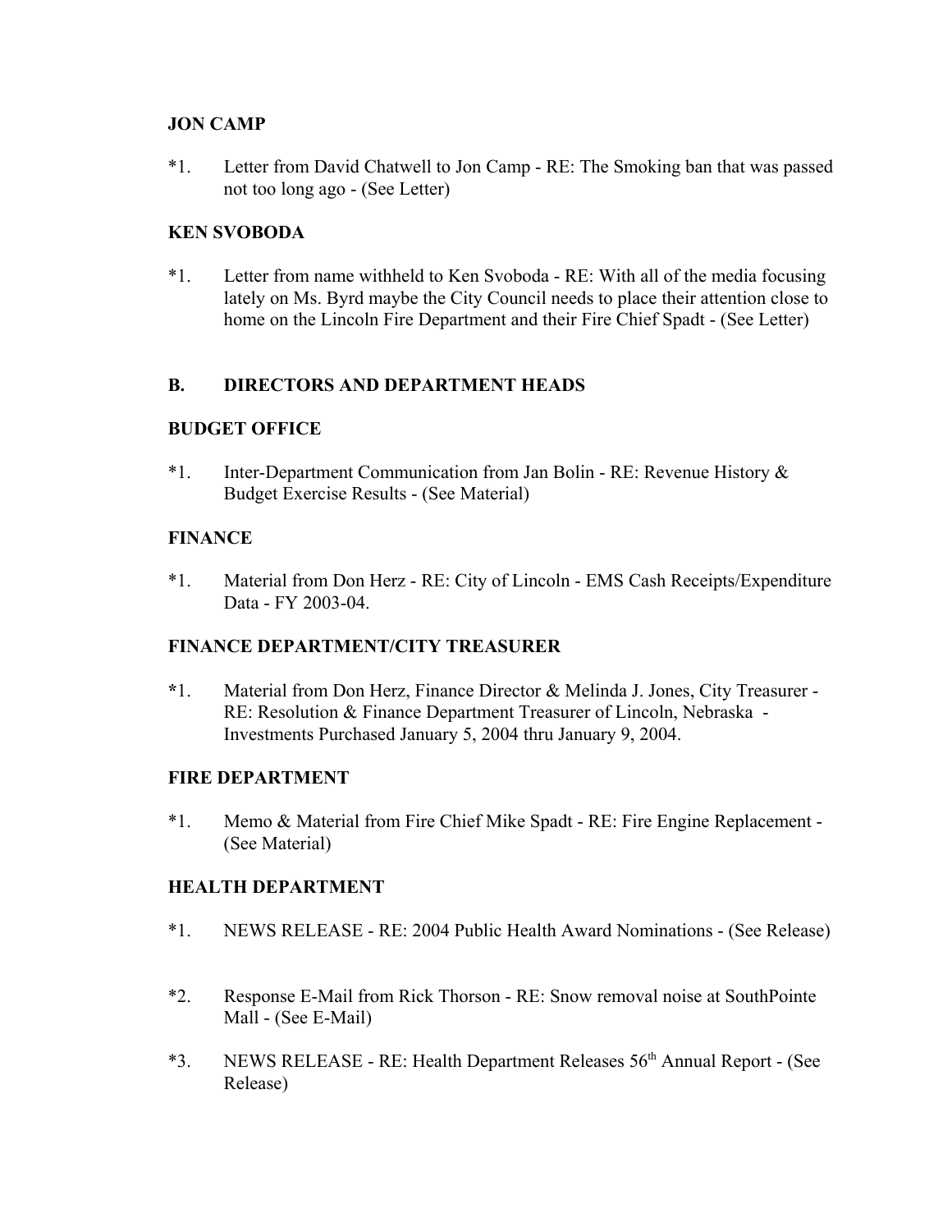**JON CAMP**

*1. Letter from David Chatwell to Jon Camp - RE: The Smoking ban that was passed not too long ago - (See Letter)

**KEN SVOBODA**

*1. Letter from name withheld to Ken Svoboda - RE: With all of the media focusing lately on Ms. Byrd maybe the City Council needs to place their attention close to home on the Lincoln Fire Department and their Fire Chief Spadt - (See Letter)

## B. DIRECTORS AND DEPARTMENT HEADS

**BUDGET OFFICE**

*1. Inter-Department Communication from Jan Bolin - RE: Revenue History & Budget Exercise Results - (See Material)

**FINANCE**

*1. Material from Don Herz - RE: City of Lincoln - EMS Cash Receipts/Expenditure Data - FY 2003-04.

**FINANCE DEPARTMENT/CITY TREASURER**

*1. Material from Don Herz, Finance Director & Melinda J. Jones, City Treasurer - RE: Resolution & Finance Department Treasurer of Lincoln, Nebraska - Investments Purchased January 5, 2004 thru January 9, 2004.

**FIRE DEPARTMENT**

*1. Memo & Material from Fire Chief Mike Spadt - RE: Fire Engine Replacement - (See Material)

**HEALTH DEPARTMENT**

*1. NEWS RELEASE - RE: 2004 Public Health Award Nominations - (See Release)

*2. Response E-Mail from Rick Thorson - RE: Snow removal noise at SouthPointe Mall - (See E-Mail)

*3. NEWS RELEASE - RE: Health Department Releases 56th Annual Report - (See Release)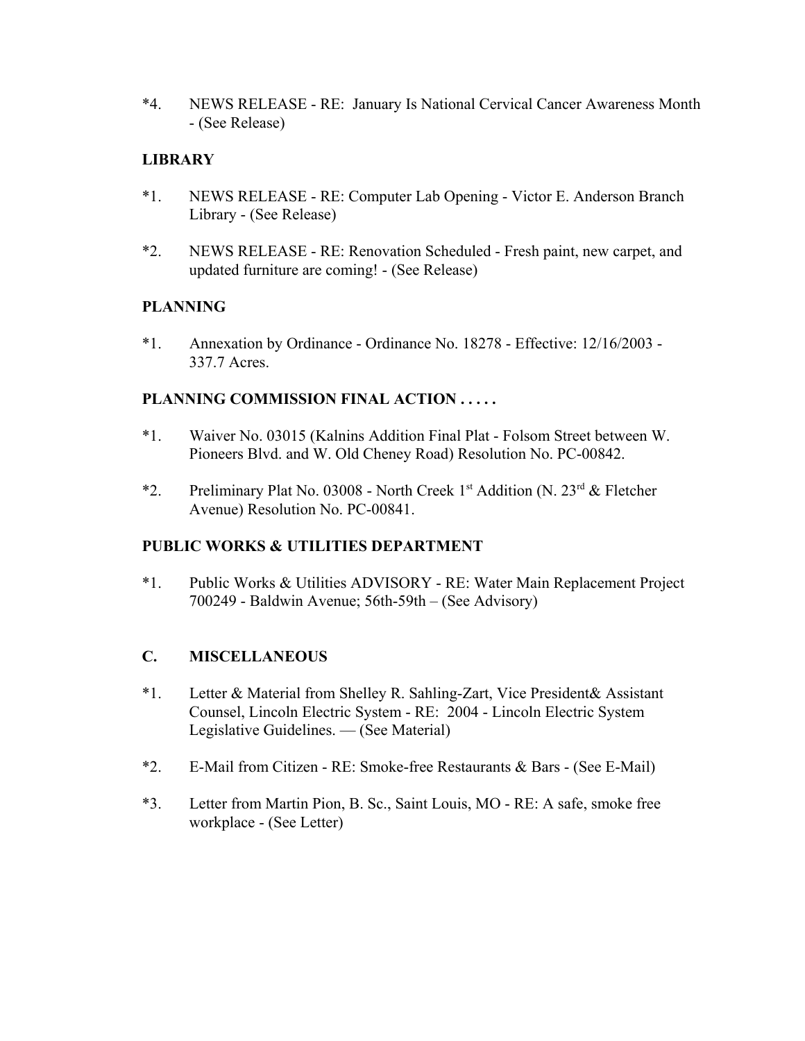*4. NEWS RELEASE - RE: January Is National Cervical Cancer Awareness Month - (See Release)

**LIBRARY**

*1. NEWS RELEASE - RE: Computer Lab Opening - Victor E. Anderson Branch Library - (See Release)

*2. NEWS RELEASE - RE: Renovation Scheduled - Fresh paint, new carpet, and updated furniture are coming! - (See Release)

**PLANNING**

*1. Annexation by Ordinance - Ordinance No. 18278 - Effective: 12/16/2003 - 337.7 Acres.

**PLANNING COMMISSION FINAL ACTION . . . . .**

*1. Waiver No. 03015 (Kalnins Addition Final Plat - Folsom Street between W. Pioneers Blvd. and W. Old Cheney Road) Resolution No. PC-00842.

*2. Preliminary Plat No. 03008 - North Creek 1st Addition (N. 23rd & Fletcher Avenue) Resolution No. PC-00841.

**PUBLIC WORKS & UTILITIES DEPARTMENT**

*1. Public Works & Utilities ADVISORY - RE: Water Main Replacement Project 700249 - Baldwin Avenue; 56th-59th – (See Advisory)

## C. MISCELLANEOUS

*1. Letter & Material from Shelley R. Sahling-Zart, Vice President& Assistant Counsel, Lincoln Electric System - RE: 2004 - Lincoln Electric System Legislative Guidelines. — (See Material)

*2. E-Mail from Citizen - RE: Smoke-free Restaurants & Bars - (See E-Mail)

*3. Letter from Martin Pion, B. Sc., Saint Louis, MO - RE: A safe, smoke free workplace - (See Letter)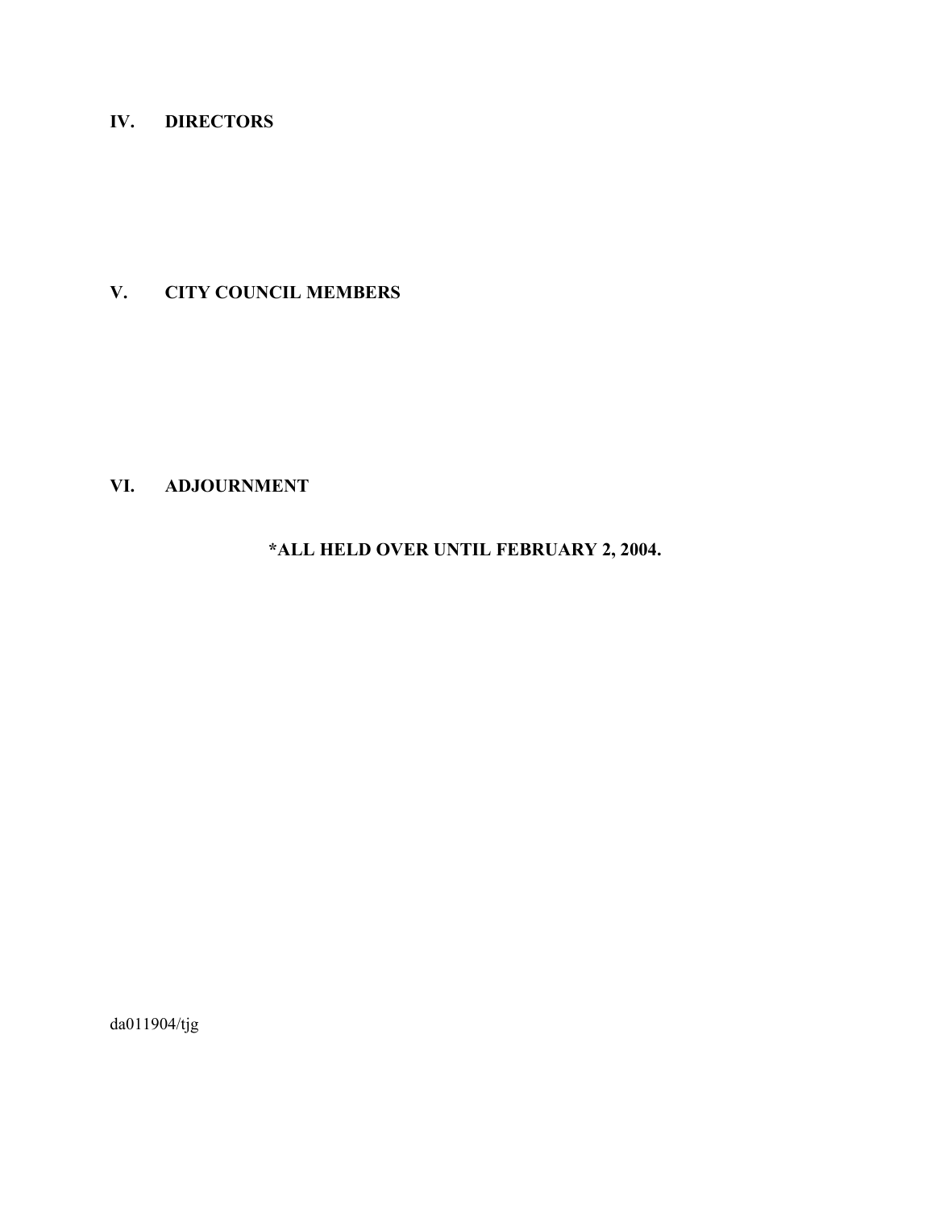## IV. DIRECTORS

## V. CITY COUNCIL MEMBERS

## VI. ADJOURNMENT

**\*ALL HELD OVER UNTIL FEBRUARY 2, 2004.**

da011904/tjg